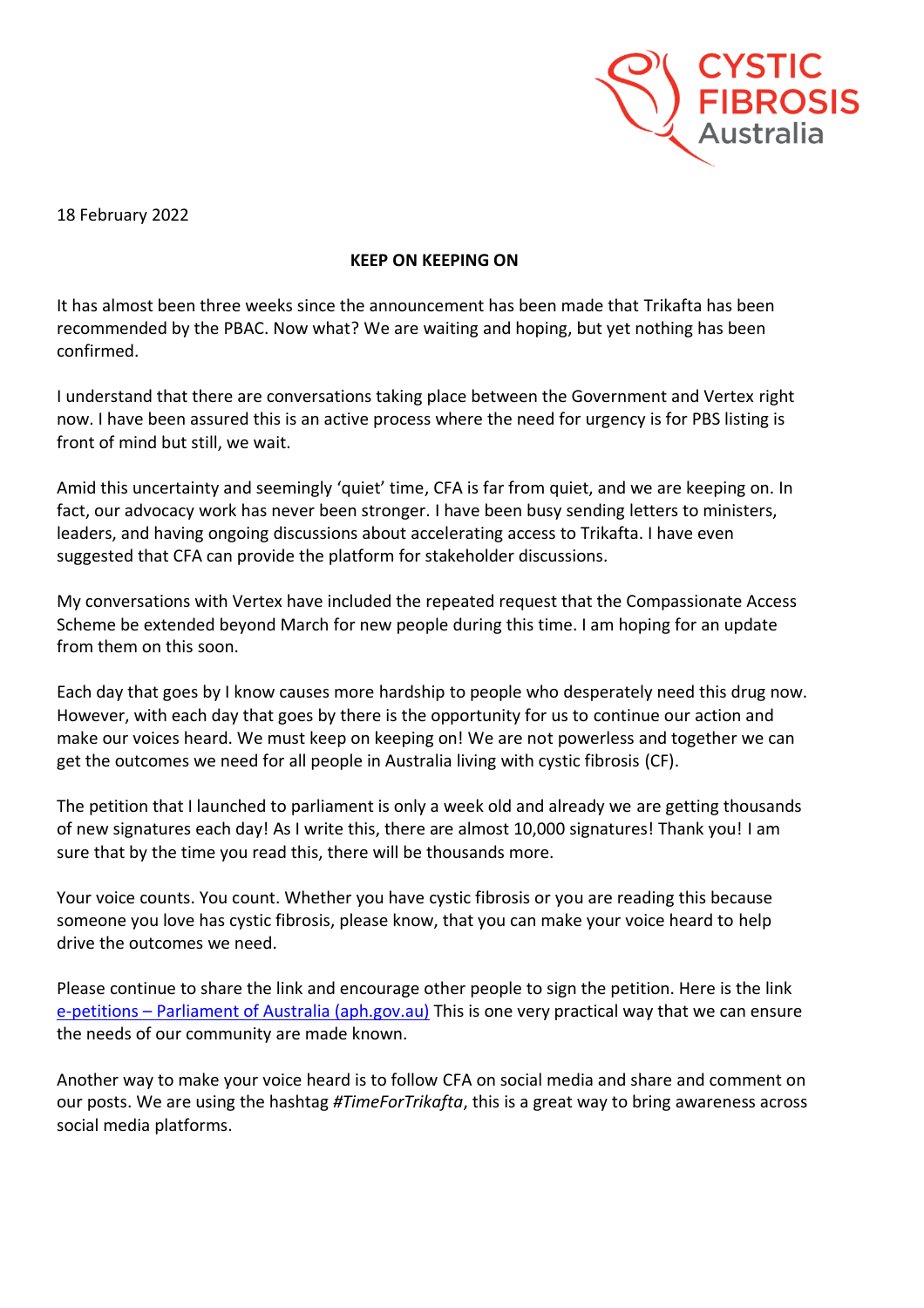18 February 2022

**KEEP ON KEEPING ON**

It has almost been three weeks since the announcement has been made that Trikafta has been recommended by the PBAC. Now what? We are waiting and hoping, but yet nothing has been confirmed.

I understand that there are conversations taking place between the Government and Vertex right now. I have been assured this is an active process where the need for urgency is for PBS listing is front of mind but still, we wait.

Amid this uncertainty and seemingly 'quiet' time, CFA is far from quiet, and we are keeping on. In fact, our advocacy work has never been stronger. I have been busy sending letters to ministers, leaders, and having ongoing discussions about accelerating access to Trikafta. I have even suggested that CFA can provide the platform for stakeholder discussions.

My conversations with Vertex have included the repeated request that the Compassionate Access Scheme be extended beyond March for new people during this time. I am hoping for an update from them on this soon.

Each day that goes by I know causes more hardship to people who desperately need this drug now. However, with each day that goes by there is the opportunity for us to continue our action and make our voices heard. We must keep on keeping on! We are not powerless and together we can get the outcomes we need for all people in Australia living with cystic fibrosis (CF).

The petition that I launched to parliament is only a week old and already we are getting thousands of new signatures each day! As I write this, there are almost 10,000 signatures! Thank you! I am sure that by the time you read this, there will be thousands more.

Your voice counts. You count. Whether you have cystic fibrosis or you are reading this because someone you love has cystic fibrosis, please know, that you can make your voice heard to help drive the outcomes we need.

Please continue to share the link and encourage other people to sign the petition. Here is the link e-petitions – Parliament of Australia (aph.gov.au) This is one very practical way that we can ensure the needs of our community are made known.

Another way to make your voice heard is to follow CFA on social media and share and comment on our posts. We are using the hashtag *#TimeForTrikafta*, this is a great way to bring awareness across social media platforms.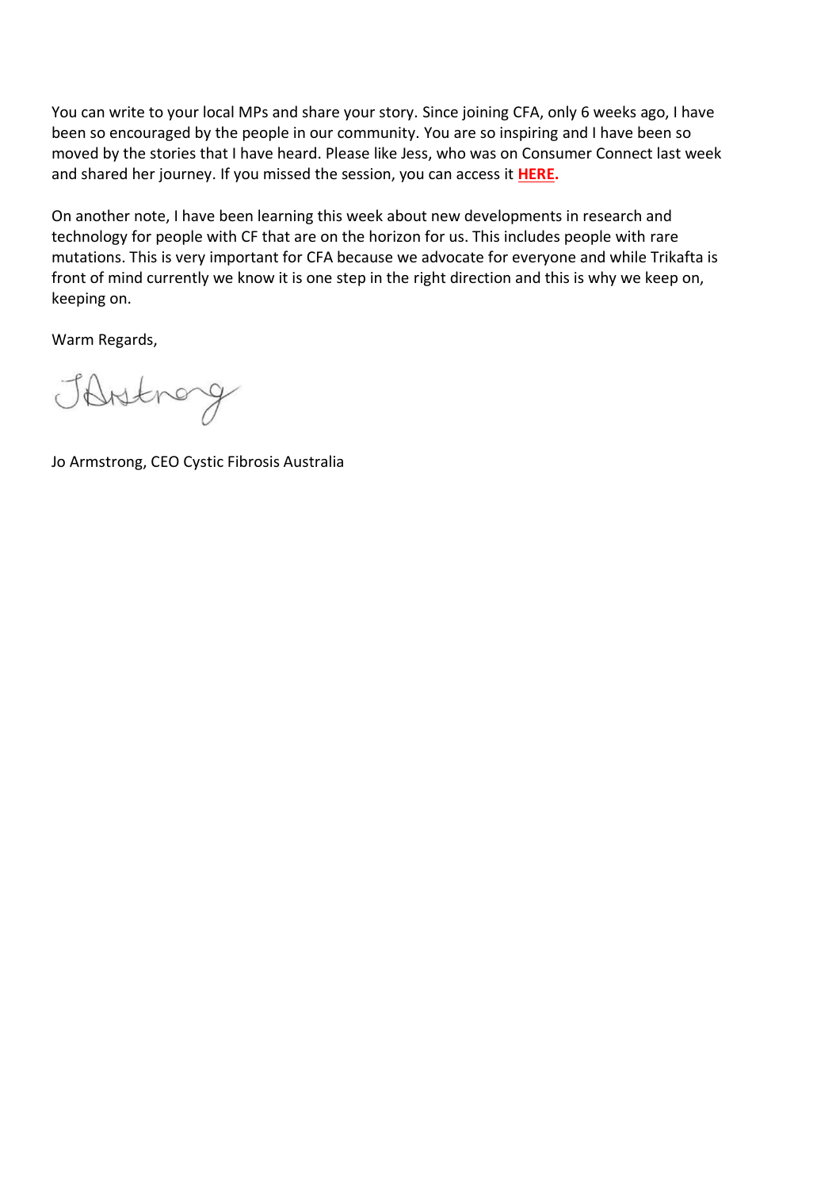You can write to your local MPs and share your story. Since joining CFA, only 6 weeks ago, I have been so encouraged by the people in our community. You are so inspiring and I have been so moved by the stories that I have heard. Please like Jess, who was on Consumer Connect last week and shared her journey. If you missed the session, you can access it **HERE.**

On another note, I have been learning this week about new developments in research and technology for people with CF that are on the horizon for us. This includes people with rare mutations. This is very important for CFA because we advocate for everyone and while Trikafta is front of mind currently we know it is one step in the right direction and this is why we keep on, keeping on.

Warm Regards,

JArmstrong

Jo Armstrong, CEO Cystic Fibrosis Australia